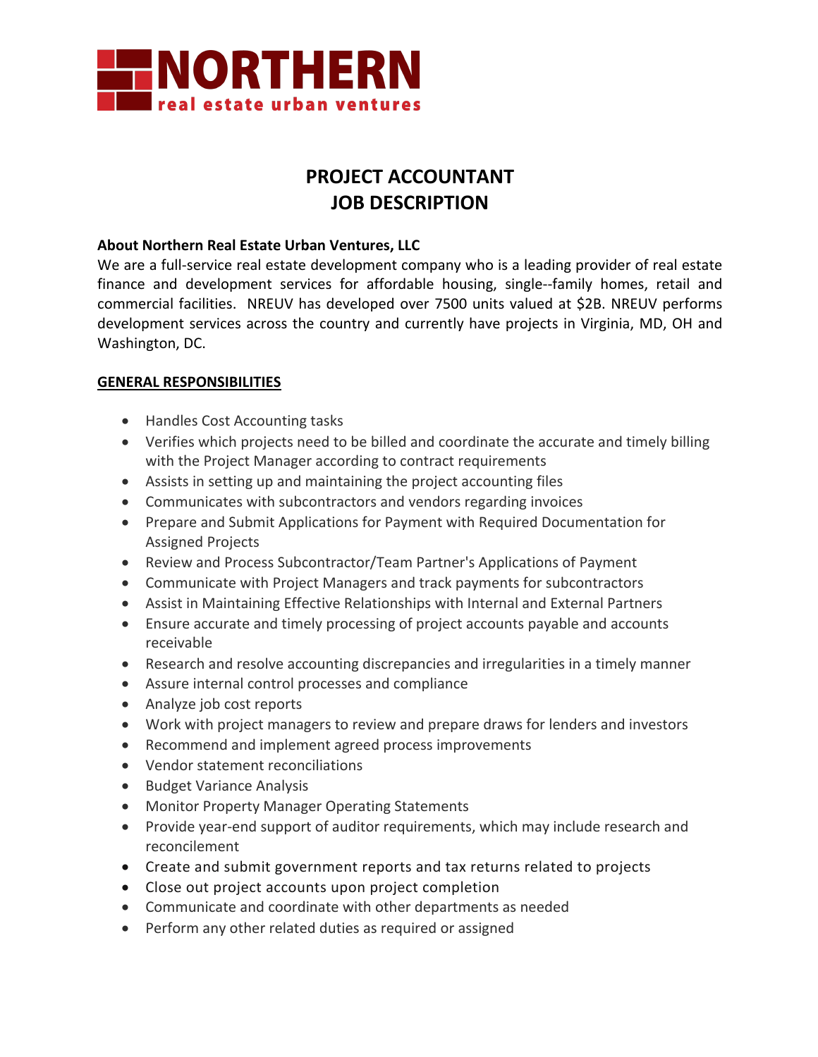# NORTHERN
real estate urban ventures

## PROJECT ACCOUNTANT
## JOB DESCRIPTION

**About Northern Real Estate Urban Ventures, LLC**

We are a full-service real estate development company who is a leading provider of real estate finance and development services for affordable housing, single--family homes, retail and commercial facilities. NREUV has developed over 7500 units valued at $2B. NREUV performs development services across the country and currently have projects in Virginia, MD, OH and Washington, DC.

**GENERAL RESPONSIBILITIES**

- Handles Cost Accounting tasks
- Verifies which projects need to be billed and coordinate the accurate and timely billing with the Project Manager according to contract requirements
- Assists in setting up and maintaining the project accounting files
- Communicates with subcontractors and vendors regarding invoices
- Prepare and Submit Applications for Payment with Required Documentation for Assigned Projects
- Review and Process Subcontractor/Team Partner's Applications of Payment
- Communicate with Project Managers and track payments for subcontractors
- Assist in Maintaining Effective Relationships with Internal and External Partners
- Ensure accurate and timely processing of project accounts payable and accounts receivable
- Research and resolve accounting discrepancies and irregularities in a timely manner
- Assure internal control processes and compliance
- Analyze job cost reports
- Work with project managers to review and prepare draws for lenders and investors
- Recommend and implement agreed process improvements
- Vendor statement reconciliations
- Budget Variance Analysis
- Monitor Property Manager Operating Statements
- Provide year-end support of auditor requirements, which may include research and reconcilement
- Create and submit government reports and tax returns related to projects
- Close out project accounts upon project completion
- Communicate and coordinate with other departments as needed
- Perform any other related duties as required or assigned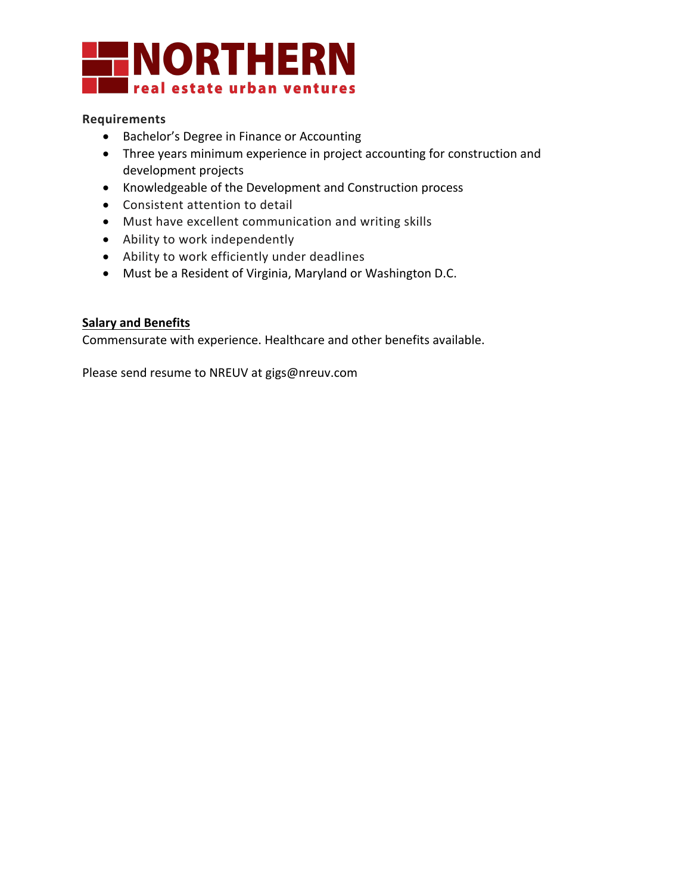**Requirements**

- Bachelor's Degree in Finance or Accounting
- Three years minimum experience in project accounting for construction and development projects
- Knowledgeable of the Development and Construction process
- Consistent attention to detail
- Must have excellent communication and writing skills
- Ability to work independently
- Ability to work efficiently under deadlines
- Must be a Resident of Virginia, Maryland or Washington D.C.

**Salary and Benefits**

Commensurate with experience. Healthcare and other benefits available.

Please send resume to NREUV at gigs@nreuv.com